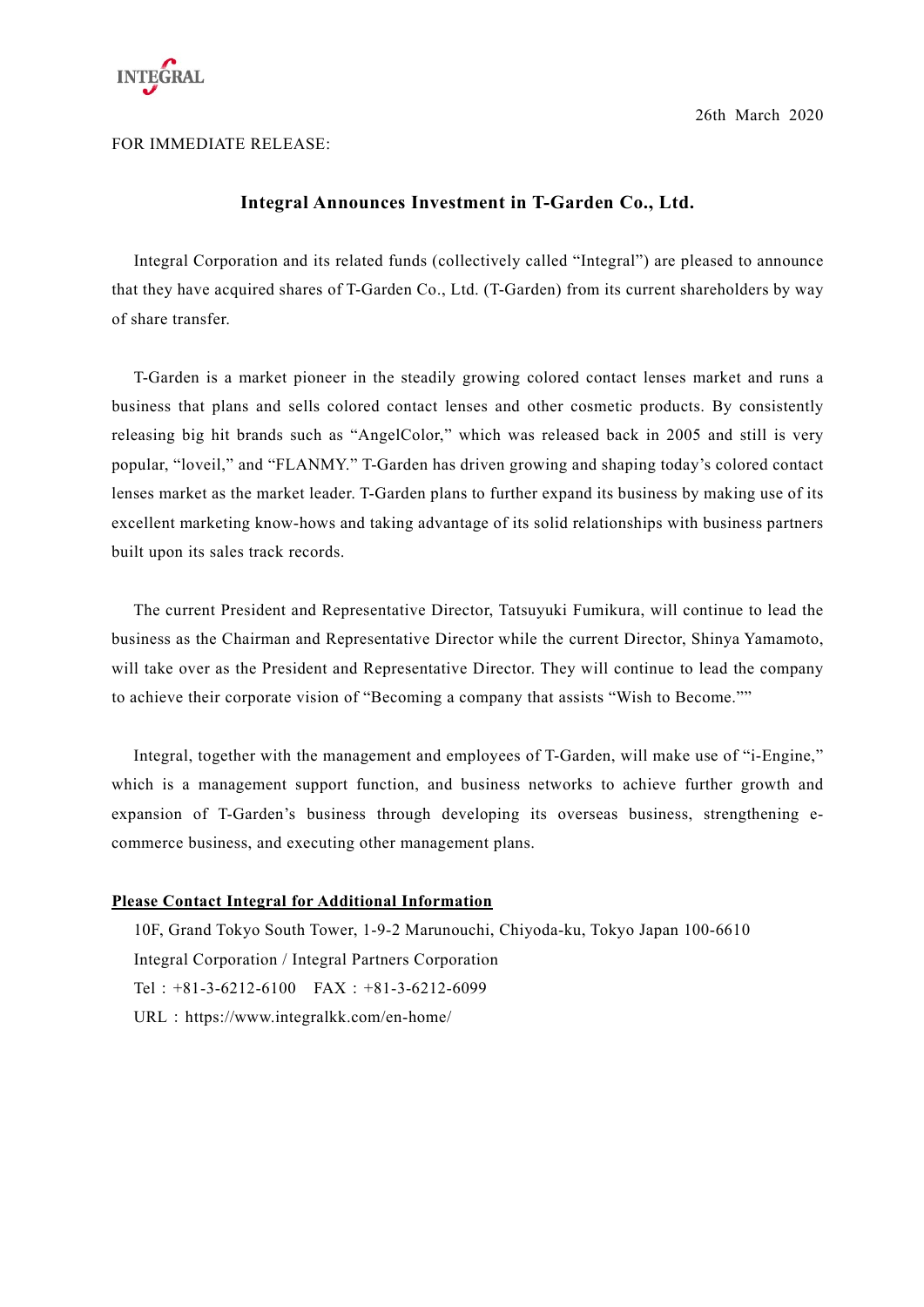26th March 2020

FOR IMMEDIATE RELEASE:

# Integral Announces Investment in T-Garden Co., Ltd.

Integral Corporation and its related funds (collectively called "Integral") are pleased to announce that they have acquired shares of T-Garden Co., Ltd. (T-Garden) from its current shareholders by way of share transfer.

T-Garden is a market pioneer in the steadily growing colored contact lenses market and runs a business that plans and sells colored contact lenses and other cosmetic products. By consistently releasing big hit brands such as "AngelColor," which was released back in 2005 and still is very popular, "loveil," and "FLANMY." T-Garden has driven growing and shaping today's colored contact lenses market as the market leader. T-Garden plans to further expand its business by making use of its excellent marketing know-hows and taking advantage of its solid relationships with business partners built upon its sales track records.

The current President and Representative Director, Tatsuyuki Fumikura, will continue to lead the business as the Chairman and Representative Director while the current Director, Shinya Yamamoto, will take over as the President and Representative Director. They will continue to lead the company to achieve their corporate vision of "Becoming a company that assists "Wish to Become.""

Integral, together with the management and employees of T-Garden, will make use of "i-Engine," which is a management support function, and business networks to achieve further growth and expansion of T-Garden's business through developing its overseas business, strengthening e-commerce business, and executing other management plans.

**Please Contact Integral for Additional Information**

10F, Grand Tokyo South Tower, 1-9-2 Marunouchi, Chiyoda-ku, Tokyo Japan 100-6610
Integral Corporation / Integral Partners Corporation
Tel：+81-3-6212-6100　FAX：+81-3-6212-6099
URL：https://www.integralkk.com/en-home/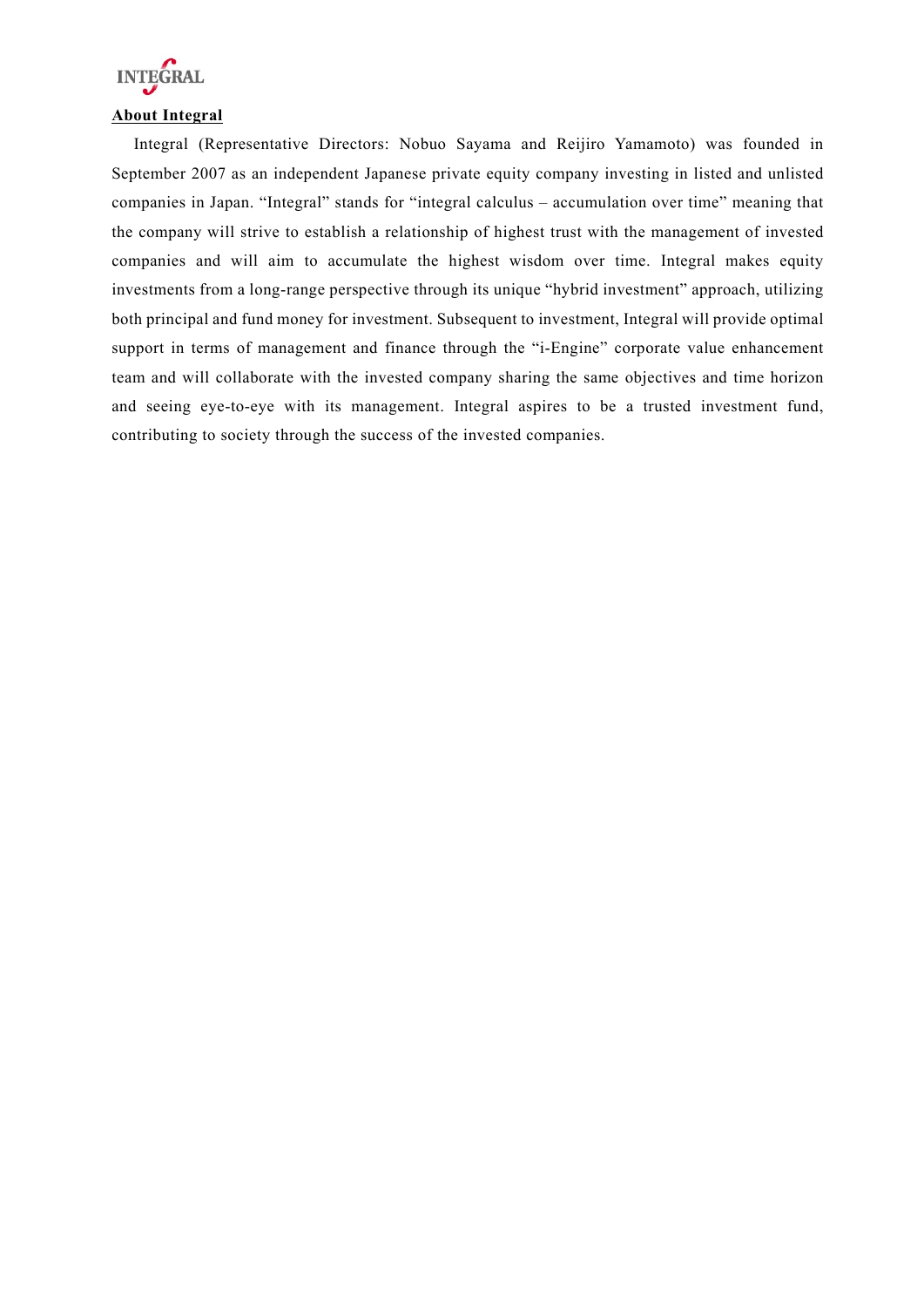**About Integral**

Integral (Representative Directors: Nobuo Sayama and Reijiro Yamamoto) was founded in September 2007 as an independent Japanese private equity company investing in listed and unlisted companies in Japan. "Integral" stands for "integral calculus – accumulation over time" meaning that the company will strive to establish a relationship of highest trust with the management of invested companies and will aim to accumulate the highest wisdom over time. Integral makes equity investments from a long-range perspective through its unique "hybrid investment" approach, utilizing both principal and fund money for investment. Subsequent to investment, Integral will provide optimal support in terms of management and finance through the "i-Engine" corporate value enhancement team and will collaborate with the invested company sharing the same objectives and time horizon and seeing eye-to-eye with its management. Integral aspires to be a trusted investment fund, contributing to society through the success of the invested companies.